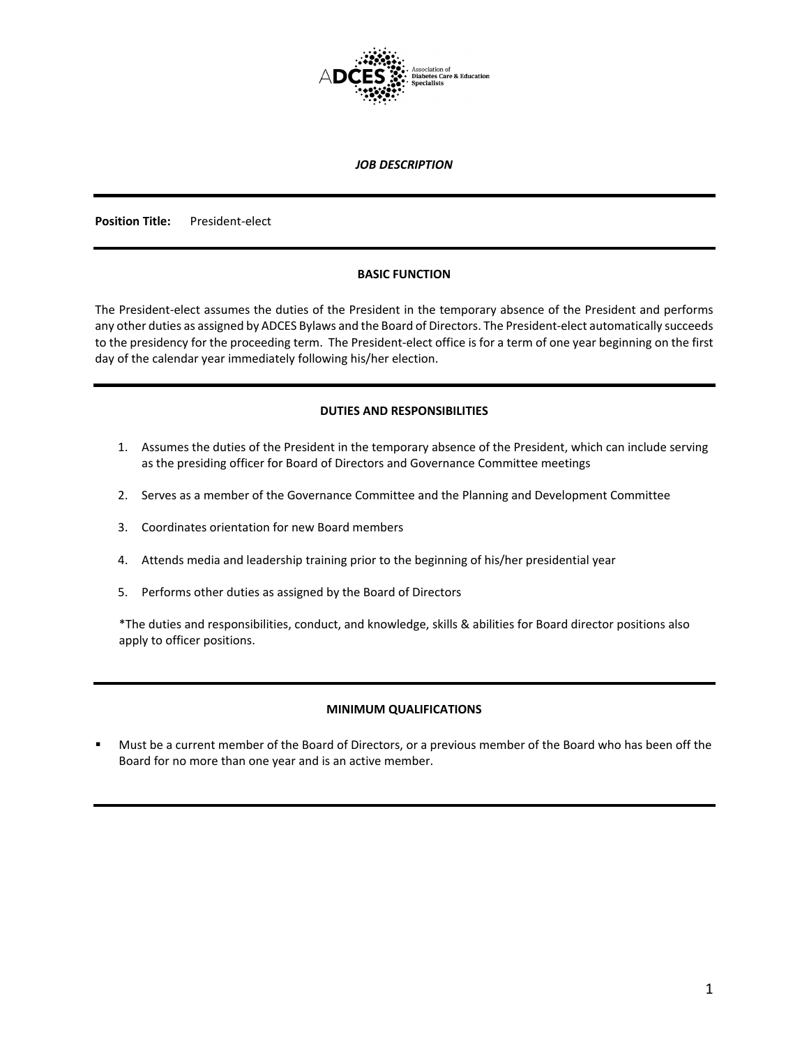ADCES Association of Diabetes Care & Education Specialists

***JOB DESCRIPTION***

---

**Position Title:** President-elect

---

## BASIC FUNCTION

The President-elect assumes the duties of the President in the temporary absence of the President and performs any other duties as assigned by ADCES Bylaws and the Board of Directors. The President-elect automatically succeeds to the presidency for the proceeding term. The President-elect office is for a term of one year beginning on the first day of the calendar year immediately following his/her election.

---

## DUTIES AND RESPONSIBILITIES

1. Assumes the duties of the President in the temporary absence of the President, which can include serving as the presiding officer for Board of Directors and Governance Committee meetings
2. Serves as a member of the Governance Committee and the Planning and Development Committee
3. Coordinates orientation for new Board members
4. Attends media and leadership training prior to the beginning of his/her presidential year
5. Performs other duties as assigned by the Board of Directors

*The duties and responsibilities, conduct, and knowledge, skills & abilities for Board director positions also apply to officer positions.

---

## MINIMUM QUALIFICATIONS

- Must be a current member of the Board of Directors, or a previous member of the Board who has been off the Board for no more than one year and is an active member.

---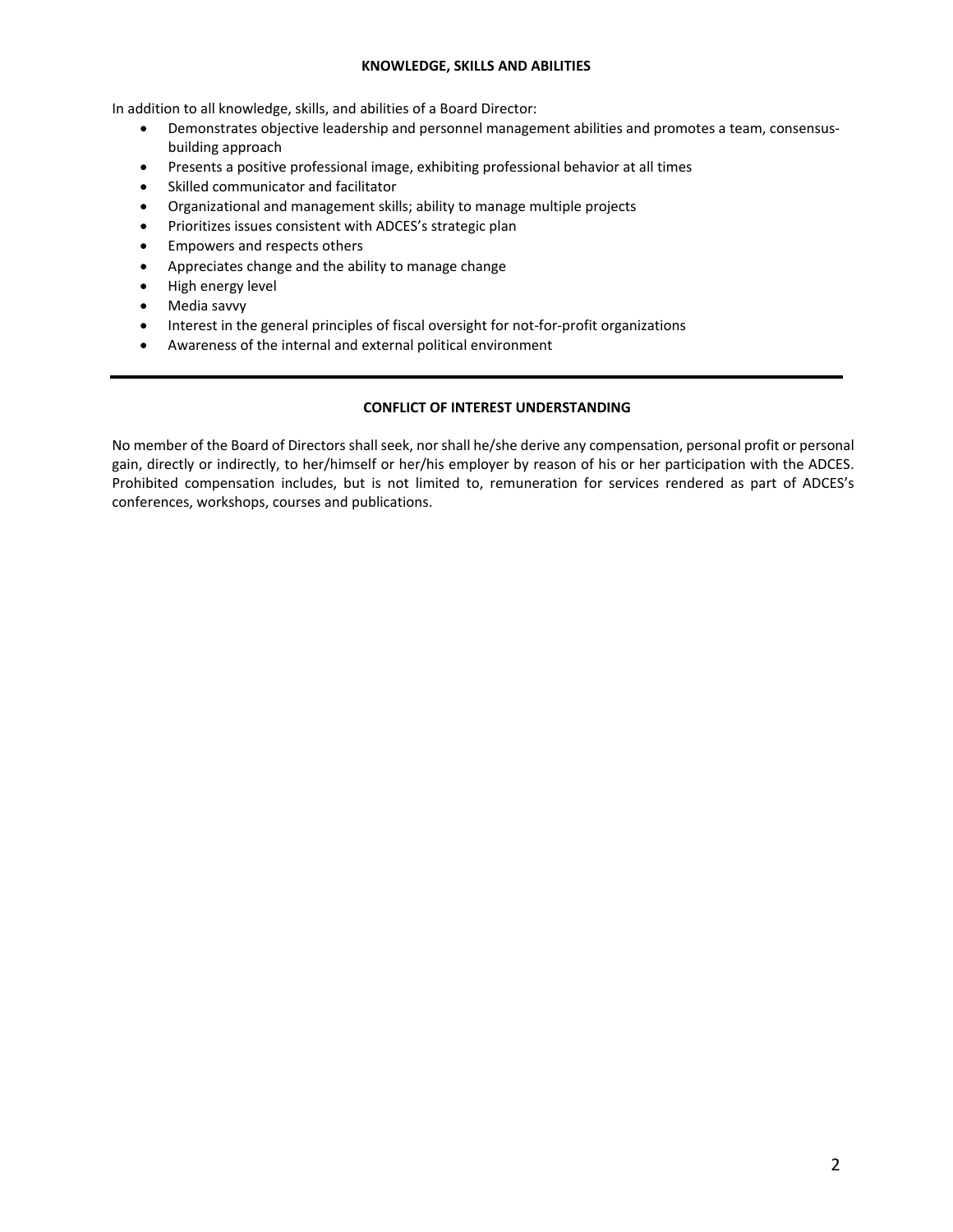## KNOWLEDGE, SKILLS AND ABILITIES

In addition to all knowledge, skills, and abilities of a Board Director:

- Demonstrates objective leadership and personnel management abilities and promotes a team, consensus-building approach
- Presents a positive professional image, exhibiting professional behavior at all times
- Skilled communicator and facilitator
- Organizational and management skills; ability to manage multiple projects
- Prioritizes issues consistent with ADCES's strategic plan
- Empowers and respects others
- Appreciates change and the ability to manage change
- High energy level
- Media savvy
- Interest in the general principles of fiscal oversight for not-for-profit organizations
- Awareness of the internal and external political environment

---

## CONFLICT OF INTEREST UNDERSTANDING

No member of the Board of Directors shall seek, nor shall he/she derive any compensation, personal profit or personal gain, directly or indirectly, to her/himself or her/his employer by reason of his or her participation with the ADCES. Prohibited compensation includes, but is not limited to, remuneration for services rendered as part of ADCES's conferences, workshops, courses and publications.